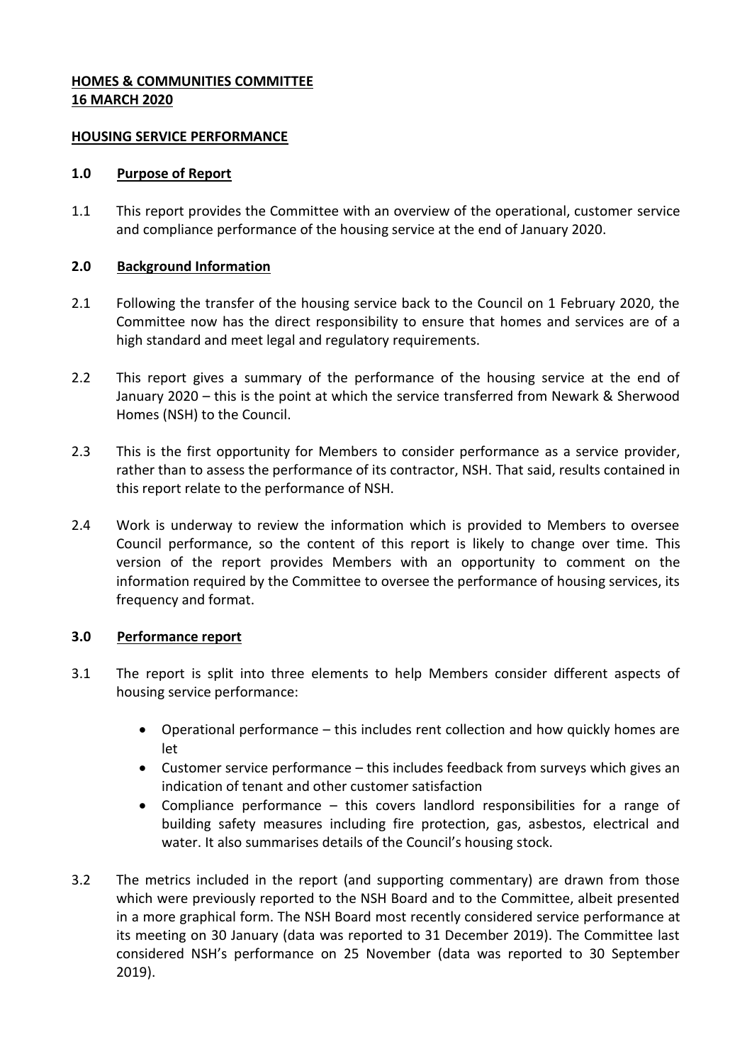**HOMES & COMMUNITIES COMMITTEE**
**16 MARCH 2020**

**HOUSING SERVICE PERFORMANCE**

## 1.0 Purpose of Report

1.1 This report provides the Committee with an overview of the operational, customer service and compliance performance of the housing service at the end of January 2020.

## 2.0 Background Information

2.1 Following the transfer of the housing service back to the Council on 1 February 2020, the Committee now has the direct responsibility to ensure that homes and services are of a high standard and meet legal and regulatory requirements.

2.2 This report gives a summary of the performance of the housing service at the end of January 2020 – this is the point at which the service transferred from Newark & Sherwood Homes (NSH) to the Council.

2.3 This is the first opportunity for Members to consider performance as a service provider, rather than to assess the performance of its contractor, NSH. That said, results contained in this report relate to the performance of NSH.

2.4 Work is underway to review the information which is provided to Members to oversee Council performance, so the content of this report is likely to change over time. This version of the report provides Members with an opportunity to comment on the information required by the Committee to oversee the performance of housing services, its frequency and format.

## 3.0 Performance report

3.1 The report is split into three elements to help Members consider different aspects of housing service performance:

- Operational performance – this includes rent collection and how quickly homes are let
- Customer service performance – this includes feedback from surveys which gives an indication of tenant and other customer satisfaction
- Compliance performance – this covers landlord responsibilities for a range of building safety measures including fire protection, gas, asbestos, electrical and water. It also summarises details of the Council's housing stock.

3.2 The metrics included in the report (and supporting commentary) are drawn from those which were previously reported to the NSH Board and to the Committee, albeit presented in a more graphical form. The NSH Board most recently considered service performance at its meeting on 30 January (data was reported to 31 December 2019). The Committee last considered NSH's performance on 25 November (data was reported to 30 September 2019).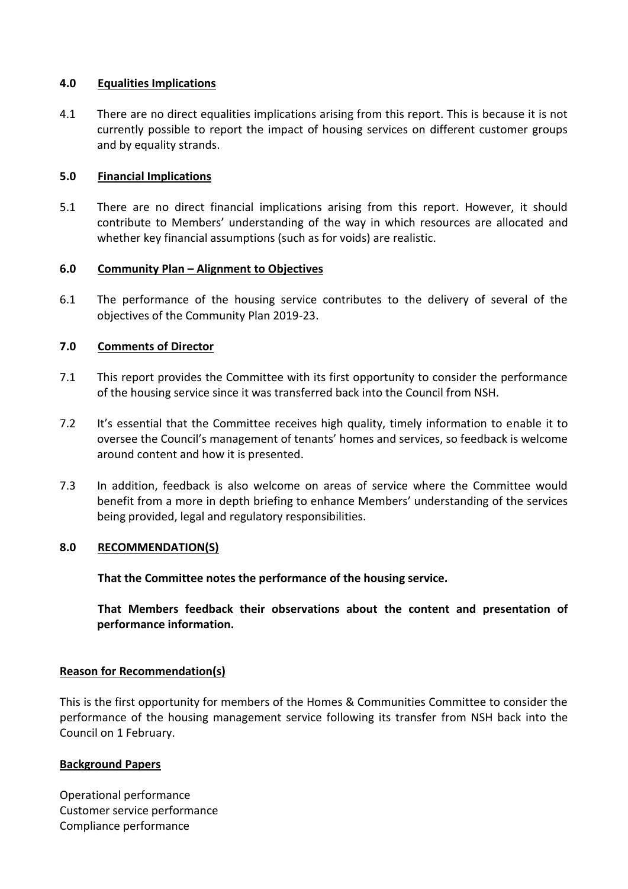## 4.0 Equalities Implications

4.1 There are no direct equalities implications arising from this report. This is because it is not currently possible to report the impact of housing services on different customer groups and by equality strands.

## 5.0 Financial Implications

5.1 There are no direct financial implications arising from this report. However, it should contribute to Members' understanding of the way in which resources are allocated and whether key financial assumptions (such as for voids) are realistic.

## 6.0 Community Plan – Alignment to Objectives

6.1 The performance of the housing service contributes to the delivery of several of the objectives of the Community Plan 2019-23.

## 7.0 Comments of Director

7.1 This report provides the Committee with its first opportunity to consider the performance of the housing service since it was transferred back into the Council from NSH.

7.2 It's essential that the Committee receives high quality, timely information to enable it to oversee the Council's management of tenants' homes and services, so feedback is welcome around content and how it is presented.

7.3 In addition, feedback is also welcome on areas of service where the Committee would benefit from a more in depth briefing to enhance Members' understanding of the services being provided, legal and regulatory responsibilities.

## 8.0 RECOMMENDATION(S)

**That the Committee notes the performance of the housing service.**

**That Members feedback their observations about the content and presentation of performance information.**

### Reason for Recommendation(s)

This is the first opportunity for members of the Homes & Communities Committee to consider the performance of the housing management service following its transfer from NSH back into the Council on 1 February.

### Background Papers

Operational performance
Customer service performance
Compliance performance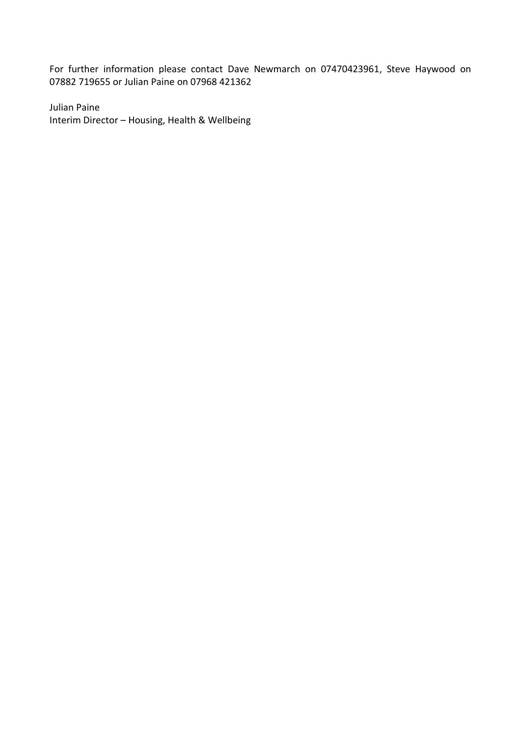For further information please contact Dave Newmarch on 07470423961, Steve Haywood on 07882 719655 or Julian Paine on 07968 421362

Julian Paine
Interim Director – Housing, Health & Wellbeing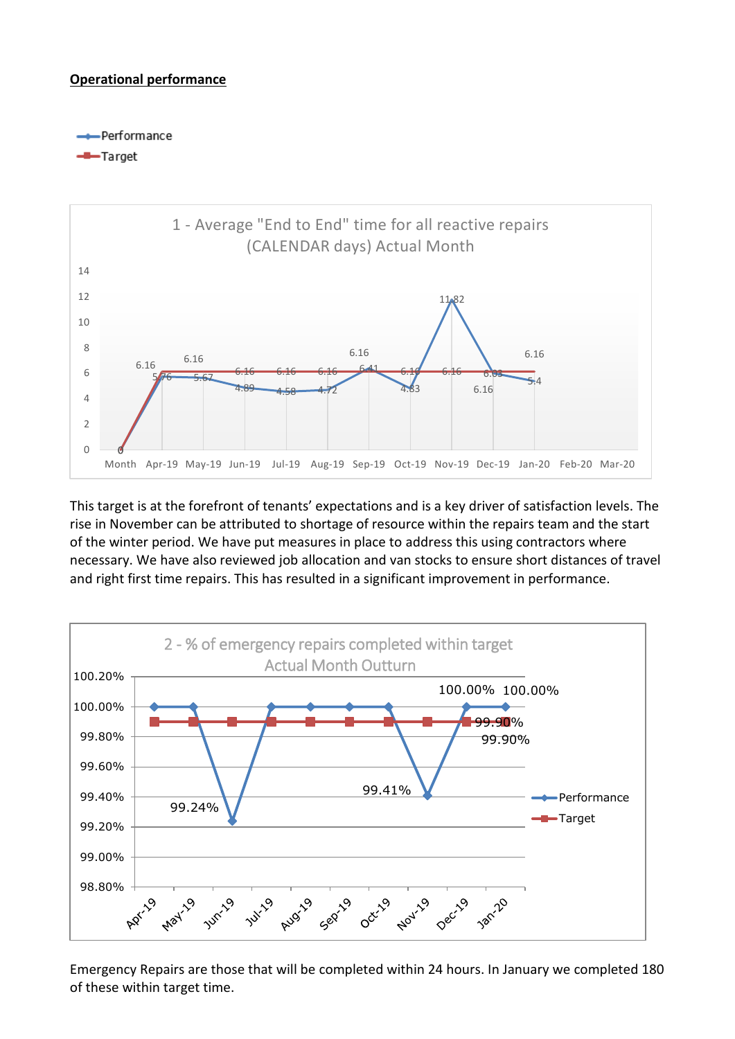**Operational performance**

**1 - Average "End to End" time for all reactive repairs (CALENDAR days) Actual Month**

| Month | Performance | Target |
| --- | --- | --- |
| Month | 0 | 0 |
| Apr-19 | 5.76 | 6.16 |
| May-19 | 5.67 | 6.16 |
| Jun-19 | 4.89 | 6.16 |
| Jul-19 | 4.58 | 6.16 |
| Aug-19 | 4.72 | 6.16 |
| Sep-19 | 6.41 | 6.16 |
| Oct-19 | 4.83 | 6.16 |
| Nov-19 | 11.82 | 6.16 |
| Dec-19 | 6.03 | 6.16 |
| Jan-20 | 5.4 | 6.16 |
| Feb-20 | | |
| Mar-20 | | |

This target is at the forefront of tenants' expectations and is a key driver of satisfaction levels. The rise in November can be attributed to shortage of resource within the repairs team and the start of the winter period. We have put measures in place to address this using contractors where necessary. We have also reviewed job allocation and van stocks to ensure short distances of travel and right first time repairs. This has resulted in a significant improvement in performance.

**2 - % of emergency repairs completed within target Actual Month Outturn**

| Month | Performance | Target |
| --- | --- | --- |
| Apr-19 | 100.00% | 99.90% |
| May-19 | 100.00% | 99.90% |
| Jun-19 | 99.24% | 99.90% |
| Jul-19 | 100.00% | 99.90% |
| Aug-19 | 100.00% | 99.90% |
| Sep-19 | 100.00% | 99.90% |
| Oct-19 | 100.00% | 99.90% |
| Nov-19 | 99.41% | 99.90% |
| Dec-19 | 100.00% | 99.90% |
| Jan-20 | 100.00% | 99.90% |

Emergency Repairs are those that will be completed within 24 hours. In January we completed 180 of these within target time.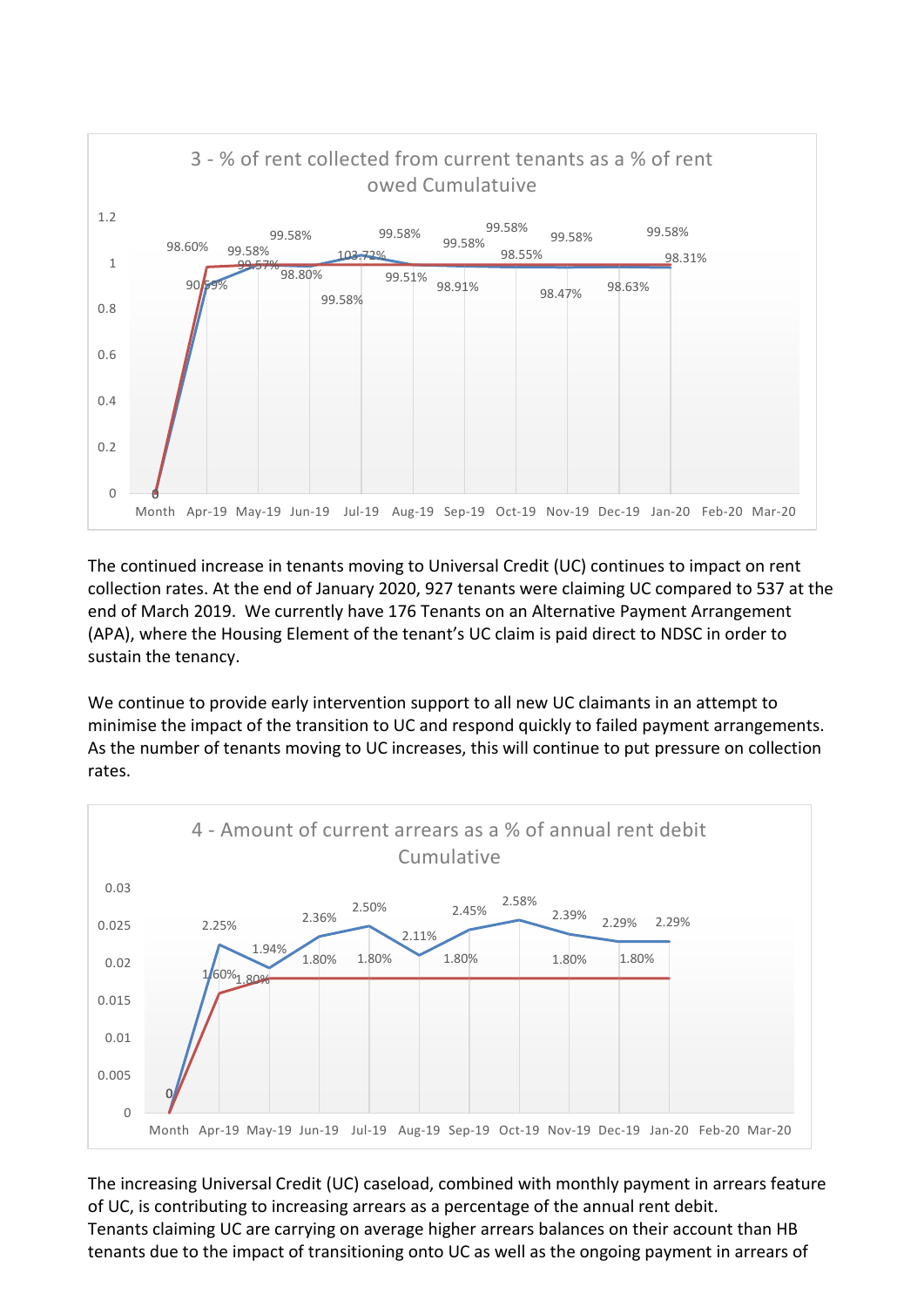3 - % of rent collected from current tenants as a % of rent owed Cumulatuive

| Month | Apr-19 | May-19 | Jun-19 | Jul-19 | Aug-19 | Sep-19 | Oct-19 | Nov-19 | Dec-19 | Jan-20 | Feb-20 | Mar-20 |
|---|---|---|---|---|---|---|---|---|---|---|---|---|
| 0 | 90.59% | 99.57% | 98.80% | 103.72% | 99.51% | 98.91% | 98.55% | 98.47% | 98.63% | 98.31% | | |
| 0 | 98.60% | 99.58% | 99.58% | 99.58% | 99.58% | 99.58% | 99.58% | 99.58% | 99.58% | 99.58% | | |

The continued increase in tenants moving to Universal Credit (UC) continues to impact on rent collection rates. At the end of January 2020, 927 tenants were claiming UC compared to 537 at the end of March 2019. We currently have 176 Tenants on an Alternative Payment Arrangement (APA), where the Housing Element of the tenant's UC claim is paid direct to NDSC in order to sustain the tenancy.

We continue to provide early intervention support to all new UC claimants in an attempt to minimise the impact of the transition to UC and respond quickly to failed payment arrangements. As the number of tenants moving to UC increases, this will continue to put pressure on collection rates.

4 - Amount of current arrears as a % of annual rent debit Cumulative

| Month | Apr-19 | May-19 | Jun-19 | Jul-19 | Aug-19 | Sep-19 | Oct-19 | Nov-19 | Dec-19 | Jan-20 | Feb-20 | Mar-20 |
|---|---|---|---|---|---|---|---|---|---|---|---|---|
| 0 | 2.25% | 1.94% | 2.36% | 2.50% | 2.11% | 2.45% | 2.58% | 2.39% | 2.29% | 2.29% | | |
| 0 | 1.60% | 1.80% | 1.80% | 1.80% | 1.80% | 1.80% | 1.80% | 1.80% | 1.80% | 1.80% | | |

The increasing Universal Credit (UC) caseload, combined with monthly payment in arrears feature of UC, is contributing to increasing arrears as a percentage of the annual rent debit.
Tenants claiming UC are carrying on average higher arrears balances on their account than HB tenants due to the impact of transitioning onto UC as well as the ongoing payment in arrears of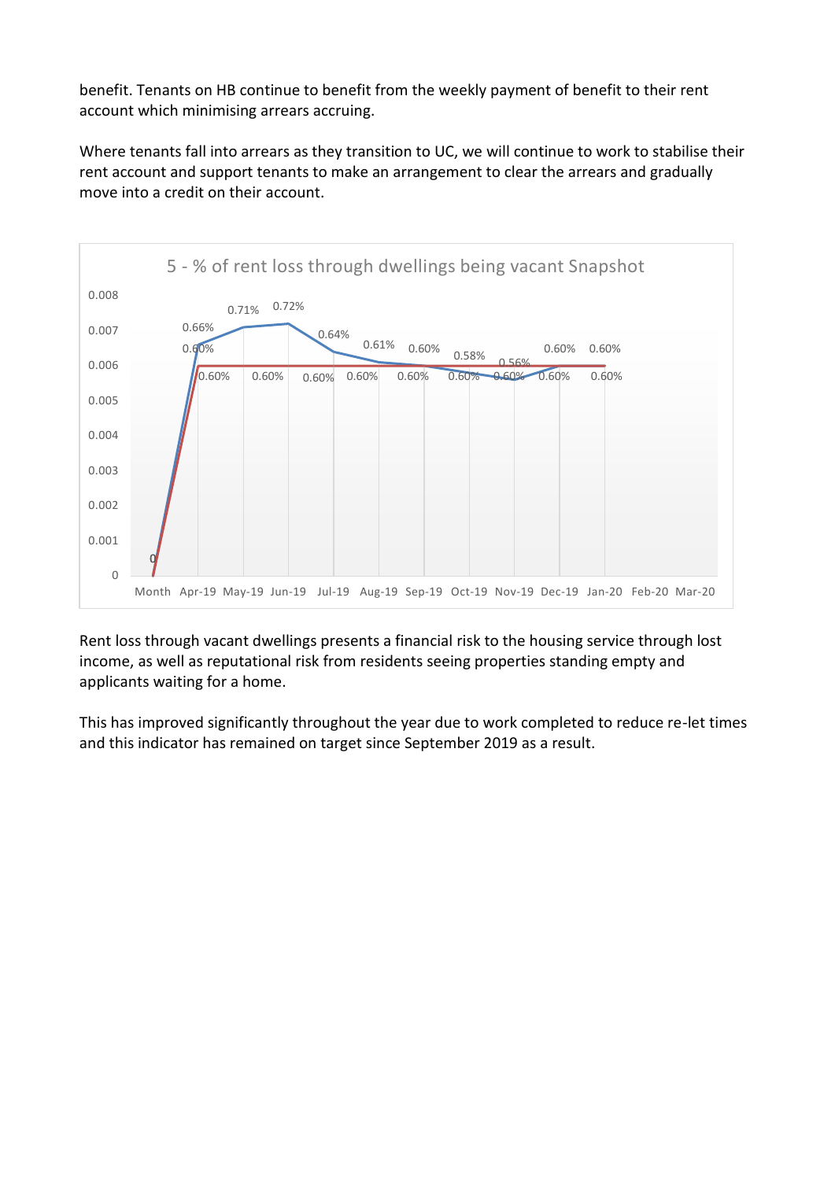benefit. Tenants on HB continue to benefit from the weekly payment of benefit to their rent account which minimising arrears accruing.

Where tenants fall into arrears as they transition to UC, we will continue to work to stabilise their rent account and support tenants to make an arrangement to clear the arrears and gradually move into a credit on their account.

5 - % of rent loss through dwellings being vacant Snapshot

| Month | Apr-19 | May-19 | Jun-19 | Jul-19 | Aug-19 | Sep-19 | Oct-19 | Nov-19 | Dec-19 | Jan-20 | Feb-20 | Mar-20 |
|---|---|---|---|---|---|---|---|---|---|---|---|---|
| Actual | 0.66% | 0.71% | 0.72% | 0.64% | 0.61% | 0.60% | 0.58% | 0.56% | 0.60% | 0.60% | | |
| Target | 0.60% | 0.60% | 0.60% | 0.60% | 0.60% | 0.60% | 0.60% | 0.60% | 0.60% | 0.60% | | |

Rent loss through vacant dwellings presents a financial risk to the housing service through lost income, as well as reputational risk from residents seeing properties standing empty and applicants waiting for a home.

This has improved significantly throughout the year due to work completed to reduce re-let times and this indicator has remained on target since September 2019 as a result.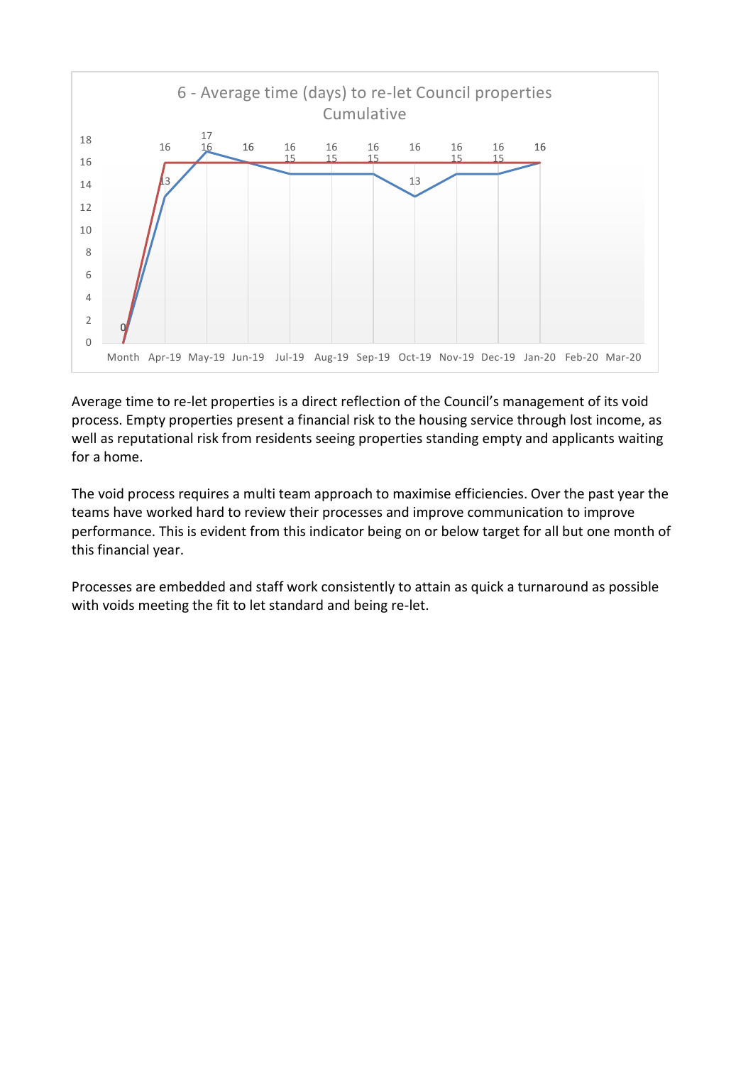6 - Average time (days) to re-let Council properties Cumulative

| Month | Apr-19 | May-19 | Jun-19 | Jul-19 | Aug-19 | Sep-19 | Oct-19 | Nov-19 | Dec-19 | Jan-20 | Feb-20 | Mar-20 |
|---|---|---|---|---|---|---|---|---|---|---|---|---|
| 0 | 13 | 17 | 16 | 15 | 15 | 15 | 13 | 15 | 15 | 16 | | |
| 0 | 16 | 16 | 16 | 16 | 16 | 16 | 16 | 16 | 16 | 16 | | |

Average time to re-let properties is a direct reflection of the Council's management of its void process. Empty properties present a financial risk to the housing service through lost income, as well as reputational risk from residents seeing properties standing empty and applicants waiting for a home.

The void process requires a multi team approach to maximise efficiencies. Over the past year the teams have worked hard to review their processes and improve communication to improve performance. This is evident from this indicator being on or below target for all but one month of this financial year.

Processes are embedded and staff work consistently to attain as quick a turnaround as possible with voids meeting the fit to let standard and being re-let.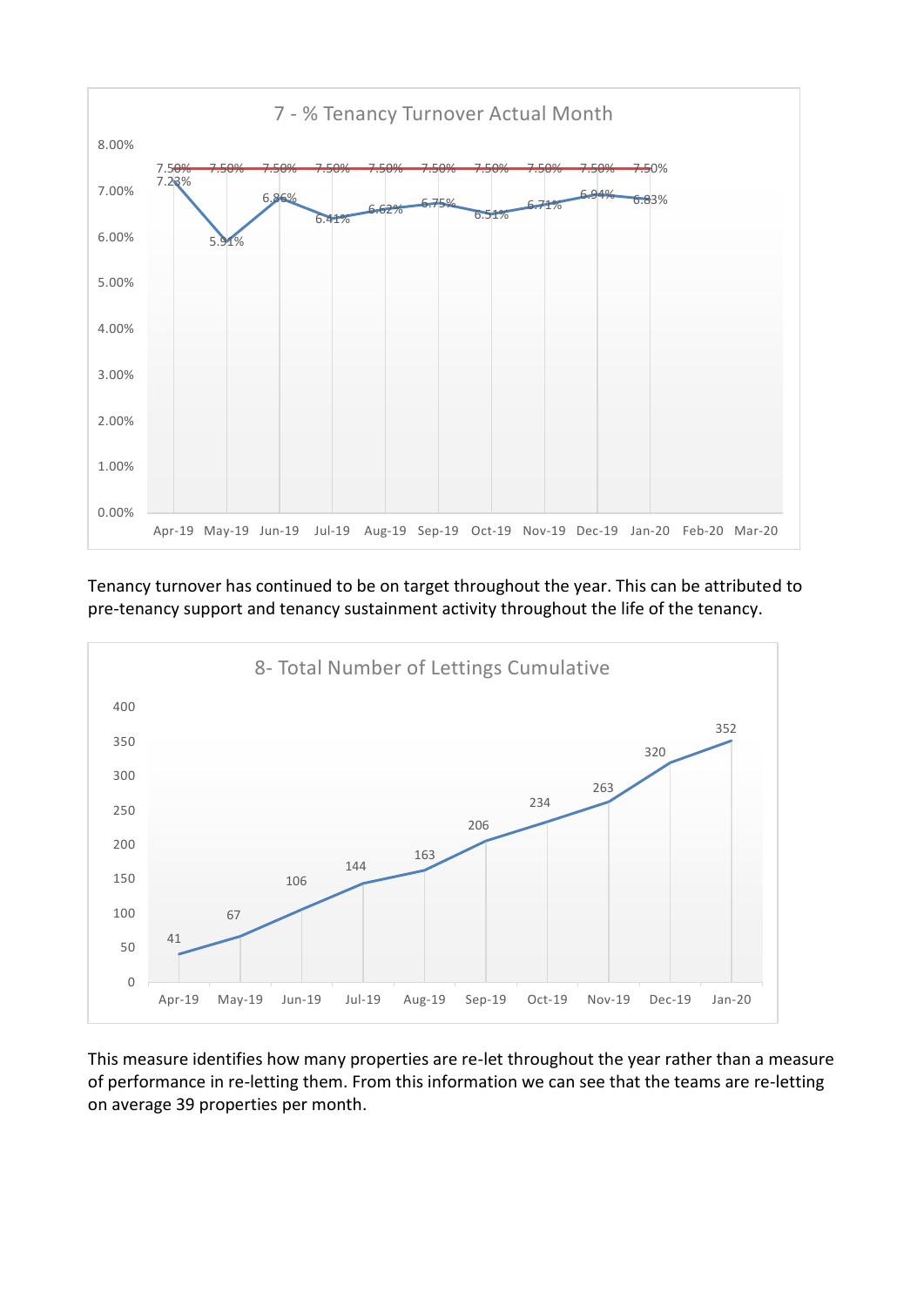**7 - % Tenancy Turnover Actual Month**

| Month | Actual | Target |
|---|---|---|
| Apr-19 | 7.23% | 7.50% |
| May-19 | 5.91% | 7.50% |
| Jun-19 | 6.86% | 7.50% |
| Jul-19 | 6.41% | 7.50% |
| Aug-19 | 6.62% | 7.50% |
| Sep-19 | 6.75% | 7.50% |
| Oct-19 | 6.51% | 7.50% |
| Nov-19 | 6.71% | 7.50% |
| Dec-19 | 6.94% | 7.50% |
| Jan-20 | 6.83% | 7.50% |
| Feb-20 | | |
| Mar-20 | | |

Tenancy turnover has continued to be on target throughout the year. This can be attributed to pre-tenancy support and tenancy sustainment activity throughout the life of the tenancy.

**8- Total Number of Lettings Cumulative**

| Month | Lettings |
|---|---|
| Apr-19 | 41 |
| May-19 | 67 |
| Jun-19 | 106 |
| Jul-19 | 144 |
| Aug-19 | 163 |
| Sep-19 | 206 |
| Oct-19 | 234 |
| Nov-19 | 263 |
| Dec-19 | 320 |
| Jan-20 | 352 |

This measure identifies how many properties are re-let throughout the year rather than a measure of performance in re-letting them. From this information we can see that the teams are re-letting on average 39 properties per month.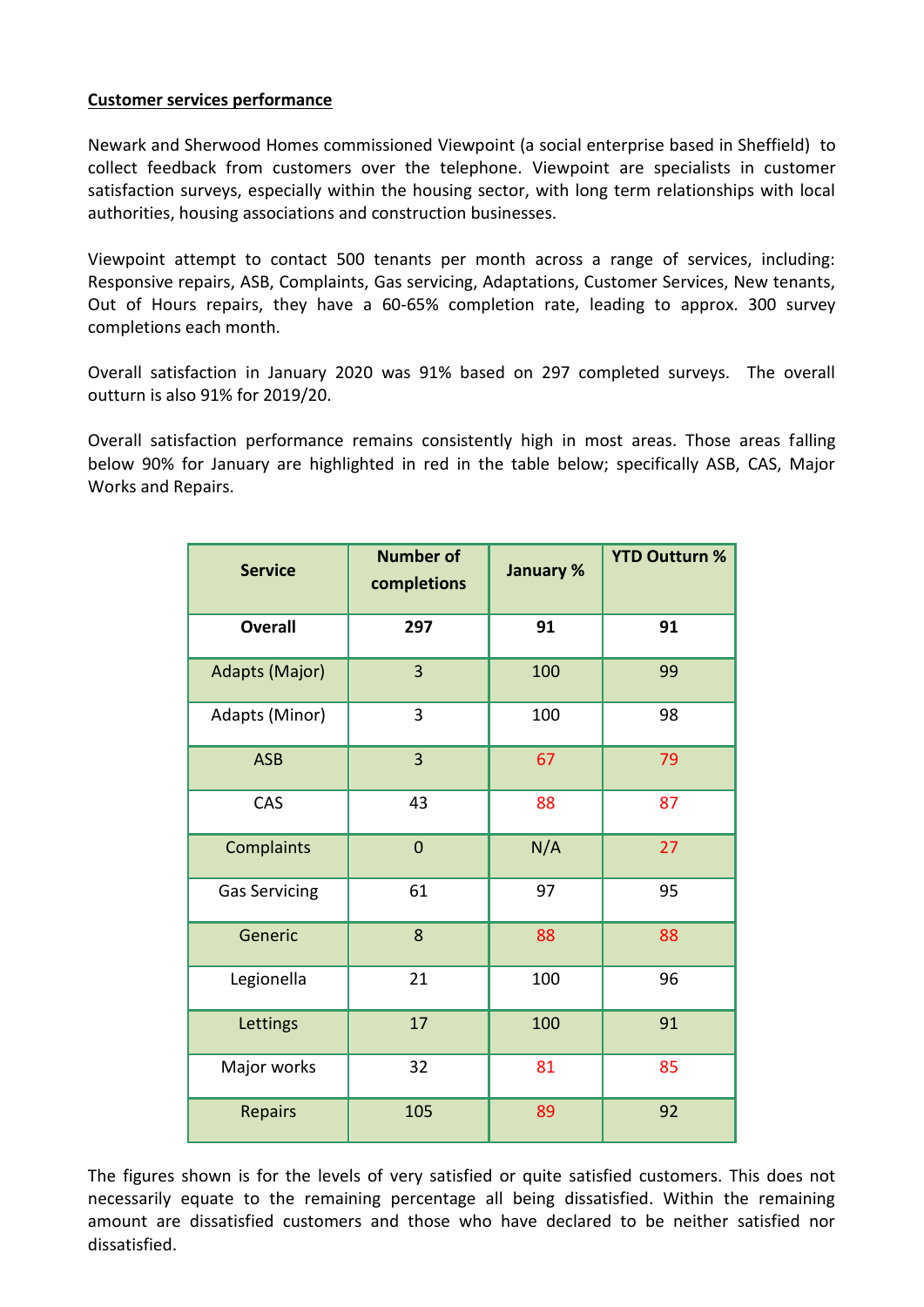**Customer services performance**

Newark and Sherwood Homes commissioned Viewpoint (a social enterprise based in Sheffield) to collect feedback from customers over the telephone. Viewpoint are specialists in customer satisfaction surveys, especially within the housing sector, with long term relationships with local authorities, housing associations and construction businesses.

Viewpoint attempt to contact 500 tenants per month across a range of services, including: Responsive repairs, ASB, Complaints, Gas servicing, Adaptations, Customer Services, New tenants, Out of Hours repairs, they have a 60-65% completion rate, leading to approx. 300 survey completions each month.

Overall satisfaction in January 2020 was 91% based on 297 completed surveys. The overall outturn is also 91% for 2019/20.

Overall satisfaction performance remains consistently high in most areas. Those areas falling below 90% for January are highlighted in red in the table below; specifically ASB, CAS, Major Works and Repairs.

| Service | Number of completions | January % | YTD Outturn % |
|---|---|---|---|
| **Overall** | **297** | **91** | **91** |
| Adapts (Major) | 3 | 100 | 99 |
| Adapts (Minor) | 3 | 100 | 98 |
| ASB | 3 | 67 | 79 |
| CAS | 43 | 88 | 87 |
| Complaints | 0 | N/A | 27 |
| Gas Servicing | 61 | 97 | 95 |
| Generic | 8 | 88 | 88 |
| Legionella | 21 | 100 | 96 |
| Lettings | 17 | 100 | 91 |
| Major works | 32 | 81 | 85 |
| Repairs | 105 | 89 | 92 |

The figures shown is for the levels of very satisfied or quite satisfied customers. This does not necessarily equate to the remaining percentage all being dissatisfied. Within the remaining amount are dissatisfied customers and those who have declared to be neither satisfied nor dissatisfied.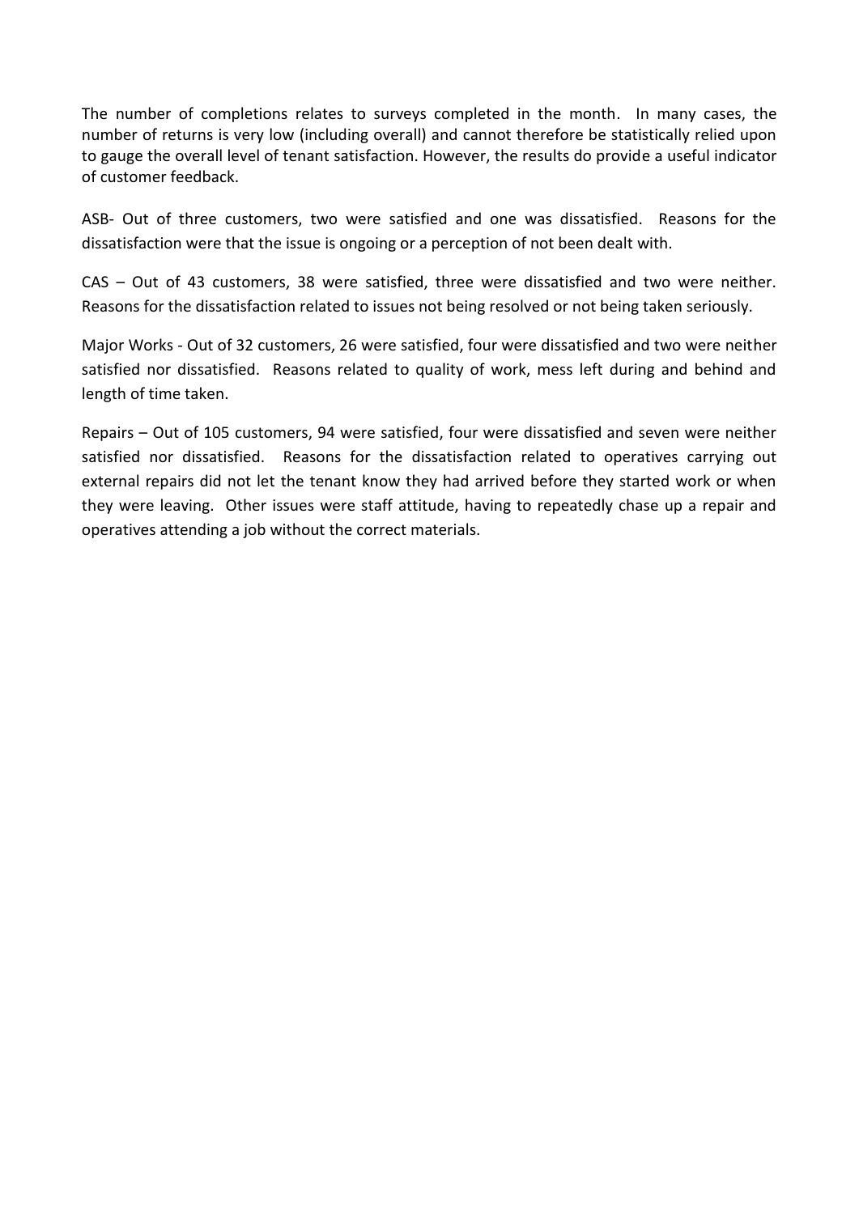The number of completions relates to surveys completed in the month. In many cases, the number of returns is very low (including overall) and cannot therefore be statistically relied upon to gauge the overall level of tenant satisfaction. However, the results do provide a useful indicator of customer feedback.

ASB- Out of three customers, two were satisfied and one was dissatisfied. Reasons for the dissatisfaction were that the issue is ongoing or a perception of not been dealt with.

CAS – Out of 43 customers, 38 were satisfied, three were dissatisfied and two were neither. Reasons for the dissatisfaction related to issues not being resolved or not being taken seriously.

Major Works - Out of 32 customers, 26 were satisfied, four were dissatisfied and two were neither satisfied nor dissatisfied. Reasons related to quality of work, mess left during and behind and length of time taken.

Repairs – Out of 105 customers, 94 were satisfied, four were dissatisfied and seven were neither satisfied nor dissatisfied. Reasons for the dissatisfaction related to operatives carrying out external repairs did not let the tenant know they had arrived before they started work or when they were leaving. Other issues were staff attitude, having to repeatedly chase up a repair and operatives attending a job without the correct materials.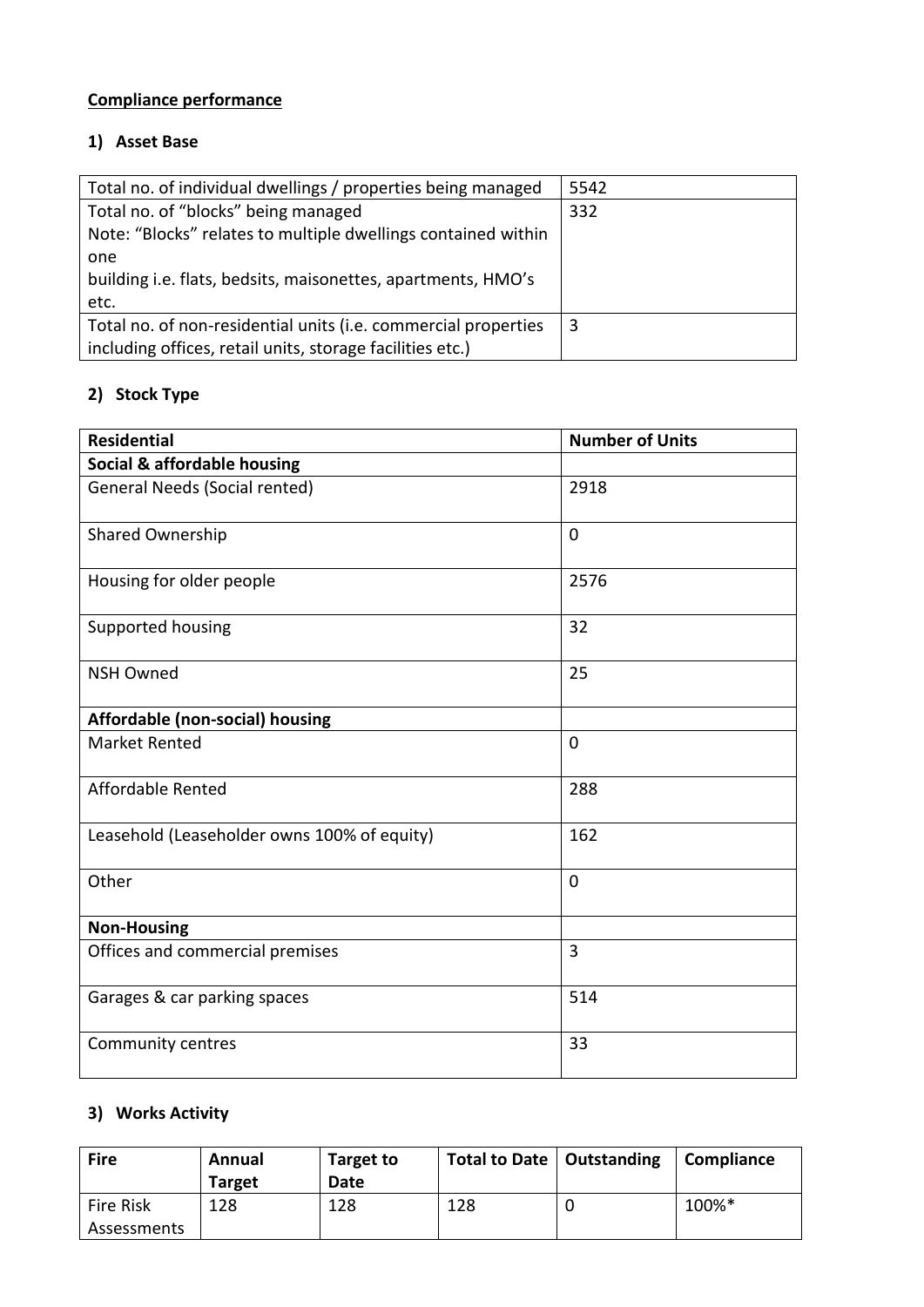**Compliance performance**

**1) Asset Base**

| | |
|---|---|
| Total no. of individual dwellings / properties being managed | 5542 |
| Total no. of "blocks" being managed<br>Note: "Blocks" relates to multiple dwellings contained within one<br>building i.e. flats, bedsits, maisonettes, apartments, HMO's etc. | 332 |
| Total no. of non-residential units (i.e. commercial properties including offices, retail units, storage facilities etc.) | 3 |

**2) Stock Type**

| Residential | Number of Units |
|---|---|
| **Social & affordable housing** | |
| General Needs (Social rented) | 2918 |
| Shared Ownership | 0 |
| Housing for older people | 2576 |
| Supported housing | 32 |
| NSH Owned | 25 |
| **Affordable (non-social) housing** | |
| Market Rented | 0 |
| Affordable Rented | 288 |
| Leasehold (Leaseholder owns 100% of equity) | 162 |
| Other | 0 |
| **Non-Housing** | |
| Offices and commercial premises | 3 |
| Garages & car parking spaces | 514 |
| Community centres | 33 |

**3) Works Activity**

| Fire | Annual Target | Target to Date | Total to Date | Outstanding | Compliance |
|---|---|---|---|---|---|
| Fire Risk Assessments | 128 | 128 | 128 | 0 | 100%* |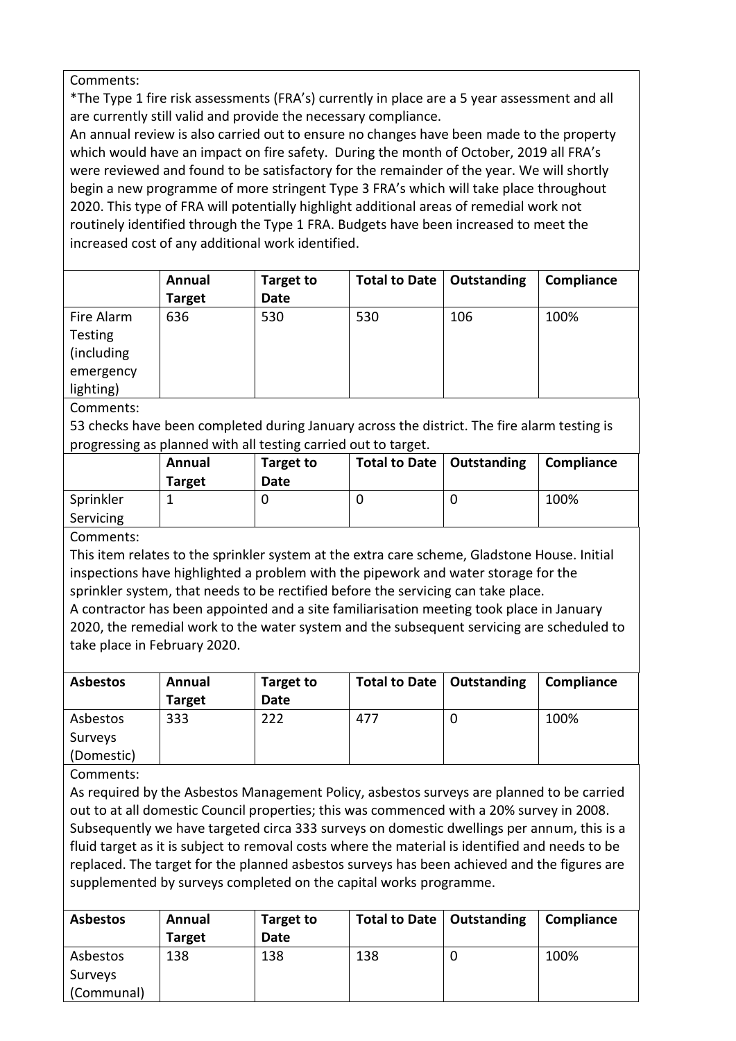Comments:

*The Type 1 fire risk assessments (FRA's) currently in place are a 5 year assessment and all are currently still valid and provide the necessary compliance.

An annual review is also carried out to ensure no changes have been made to the property which would have an impact on fire safety. During the month of October, 2019 all FRA's were reviewed and found to be satisfactory for the remainder of the year. We will shortly begin a new programme of more stringent Type 3 FRA's which will take place throughout 2020. This type of FRA will potentially highlight additional areas of remedial work not routinely identified through the Type 1 FRA. Budgets have been increased to meet the increased cost of any additional work identified.

| | Annual Target | Target to Date | Total to Date | Outstanding | Compliance |
|---|---|---|---|---|---|
| Fire Alarm Testing (including emergency lighting) | 636 | 530 | 530 | 106 | 100% |

Comments:

53 checks have been completed during January across the district. The fire alarm testing is progressing as planned with all testing carried out to target.

| | Annual Target | Target to Date | Total to Date | Outstanding | Compliance |
|---|---|---|---|---|---|
| Sprinkler Servicing | 1 | 0 | 0 | 0 | 100% |

Comments:

This item relates to the sprinkler system at the extra care scheme, Gladstone House. Initial inspections have highlighted a problem with the pipework and water storage for the sprinkler system, that needs to be rectified before the servicing can take place.

A contractor has been appointed and a site familiarisation meeting took place in January 2020, the remedial work to the water system and the subsequent servicing are scheduled to take place in February 2020.

| **Asbestos** | Annual Target | Target to Date | Total to Date | Outstanding | Compliance |
|---|---|---|---|---|---|
| Asbestos Surveys (Domestic) | 333 | 222 | 477 | 0 | 100% |

Comments:

As required by the Asbestos Management Policy, asbestos surveys are planned to be carried out to at all domestic Council properties; this was commenced with a 20% survey in 2008. Subsequently we have targeted circa 333 surveys on domestic dwellings per annum, this is a fluid target as it is subject to removal costs where the material is identified and needs to be replaced. The target for the planned asbestos surveys has been achieved and the figures are supplemented by surveys completed on the capital works programme.

| **Asbestos** | Annual Target | Target to Date | Total to Date | Outstanding | Compliance |
|---|---|---|---|---|---|
| Asbestos Surveys (Communal) | 138 | 138 | 138 | 0 | 100% |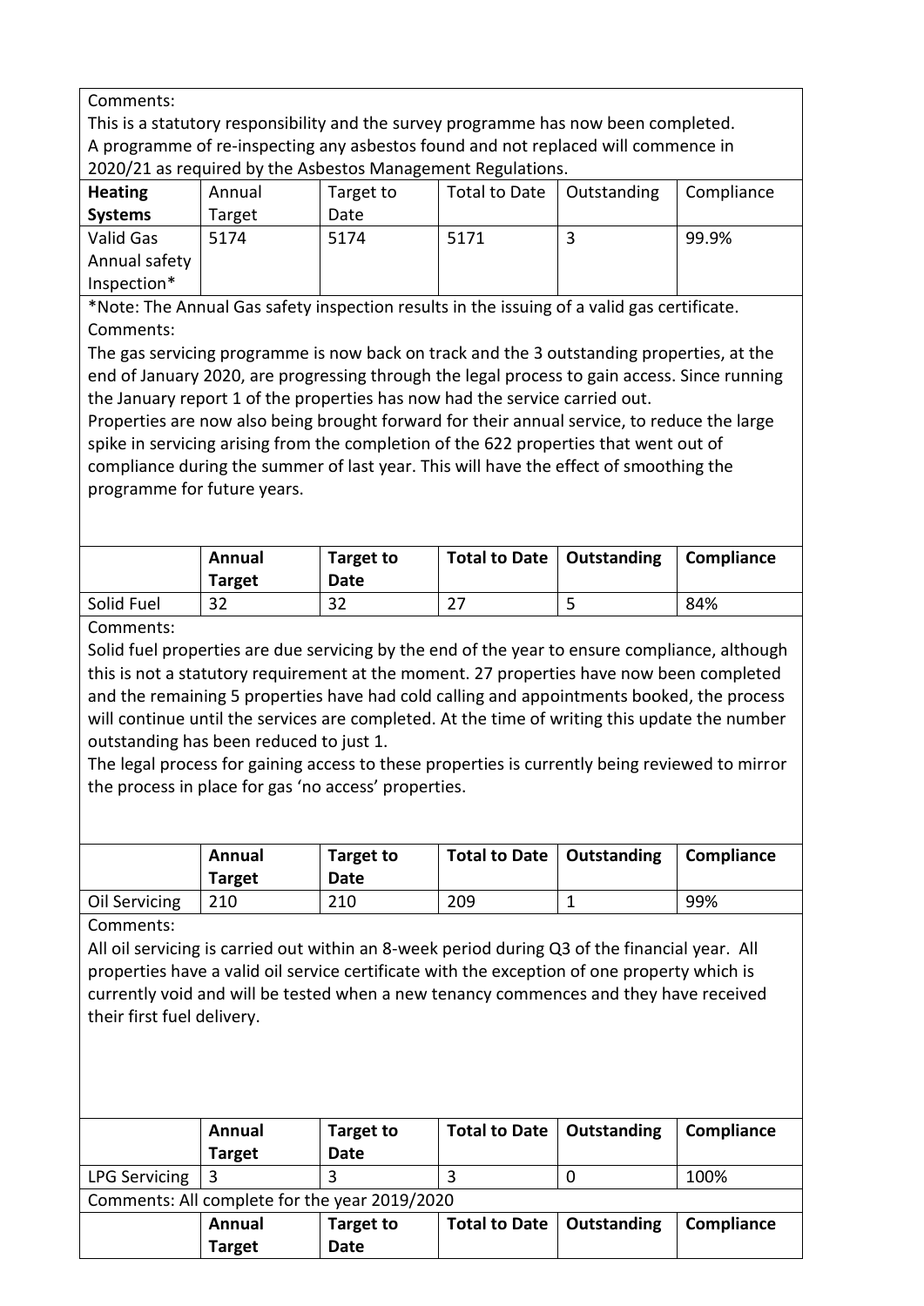Comments:
This is a statutory responsibility and the survey programme has now been completed. A programme of re-inspecting any asbestos found and not replaced will commence in 2020/21 as required by the Asbestos Management Regulations.

| **Heating Systems** | Annual Target | Target to Date | Total to Date | Outstanding | Compliance |
|---|---|---|---|---|---|
| Valid Gas Annual safety Inspection* | 5174 | 5174 | 5171 | 3 | 99.9% |

*Note: The Annual Gas safety inspection results in the issuing of a valid gas certificate.

Comments:
The gas servicing programme is now back on track and the 3 outstanding properties, at the end of January 2020, are progressing through the legal process to gain access. Since running the January report 1 of the properties has now had the service carried out.
Properties are now also being brought forward for their annual service, to reduce the large spike in servicing arising from the completion of the 622 properties that went out of compliance during the summer of last year. This will have the effect of smoothing the programme for future years.

| | **Annual Target** | **Target to Date** | **Total to Date** | **Outstanding** | **Compliance** |
|---|---|---|---|---|---|
| Solid Fuel | 32 | 32 | 27 | 5 | 84% |

Comments:
Solid fuel properties are due servicing by the end of the year to ensure compliance, although this is not a statutory requirement at the moment. 27 properties have now been completed and the remaining 5 properties have had cold calling and appointments booked, the process will continue until the services are completed. At the time of writing this update the number outstanding has been reduced to just 1.
The legal process for gaining access to these properties is currently being reviewed to mirror the process in place for gas 'no access' properties.

| | **Annual Target** | **Target to Date** | **Total to Date** | **Outstanding** | **Compliance** |
|---|---|---|---|---|---|
| Oil Servicing | 210 | 210 | 209 | 1 | 99% |

Comments:
All oil servicing is carried out within an 8-week period during Q3 of the financial year. All properties have a valid oil service certificate with the exception of one property which is currently void and will be tested when a new tenancy commences and they have received their first fuel delivery.

| | **Annual Target** | **Target to Date** | **Total to Date** | **Outstanding** | **Compliance** |
|---|---|---|---|---|---|
| LPG Servicing | 3 | 3 | 3 | 0 | 100% |

Comments: All complete for the year 2019/2020

| | **Annual Target** | **Target to Date** | **Total to Date** | **Outstanding** | **Compliance** |
|---|---|---|---|---|---|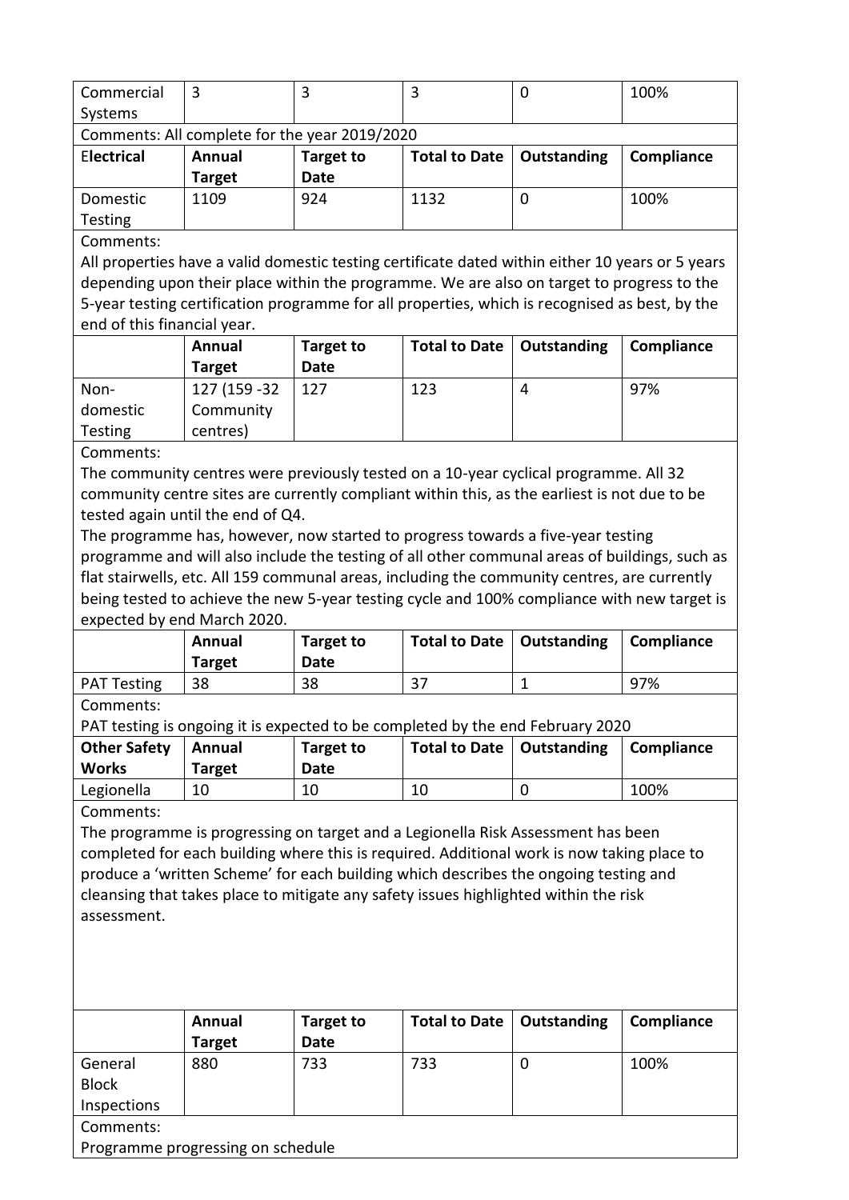| Commercial Systems | 3 | 3 | 3 | 0 | 100% |
|---|---|---|---|---|---|

Comments: All complete for the year 2019/2020

| Electrical | Annual Target | Target to Date | Total to Date | Outstanding | Compliance |
|---|---|---|---|---|---|
| Domestic Testing | 1109 | 924 | 1132 | 0 | 100% |

Comments:
All properties have a valid domestic testing certificate dated within either 10 years or 5 years depending upon their place within the programme. We are also on target to progress to the 5-year testing certification programme for all properties, which is recognised as best, by the end of this financial year.

| | Annual Target | Target to Date | Total to Date | Outstanding | Compliance |
|---|---|---|---|---|---|
| Non-domestic Testing | 127 (159 -32 Community centres) | 127 | 123 | 4 | 97% |

Comments:
The community centres were previously tested on a 10-year cyclical programme. All 32 community centre sites are currently compliant within this, as the earliest is not due to be tested again until the end of Q4.
The programme has, however, now started to progress towards a five-year testing programme and will also include the testing of all other communal areas of buildings, such as flat stairwells, etc. All 159 communal areas, including the community centres, are currently being tested to achieve the new 5-year testing cycle and 100% compliance with new target is expected by end March 2020.

| | Annual Target | Target to Date | Total to Date | Outstanding | Compliance |
|---|---|---|---|---|---|
| PAT Testing | 38 | 38 | 37 | 1 | 97% |

Comments:
PAT testing is ongoing it is expected to be completed by the end February 2020

| Other Safety Works | Annual Target | Target to Date | Total to Date | Outstanding | Compliance |
|---|---|---|---|---|---|
| Legionella | 10 | 10 | 10 | 0 | 100% |

Comments:
The programme is progressing on target and a Legionella Risk Assessment has been completed for each building where this is required. Additional work is now taking place to produce a 'written Scheme' for each building which describes the ongoing testing and cleansing that takes place to mitigate any safety issues highlighted within the risk assessment.

| | Annual Target | Target to Date | Total to Date | Outstanding | Compliance |
|---|---|---|---|---|---|
| General Block Inspections | 880 | 733 | 733 | 0 | 100% |

Comments:
Programme progressing on schedule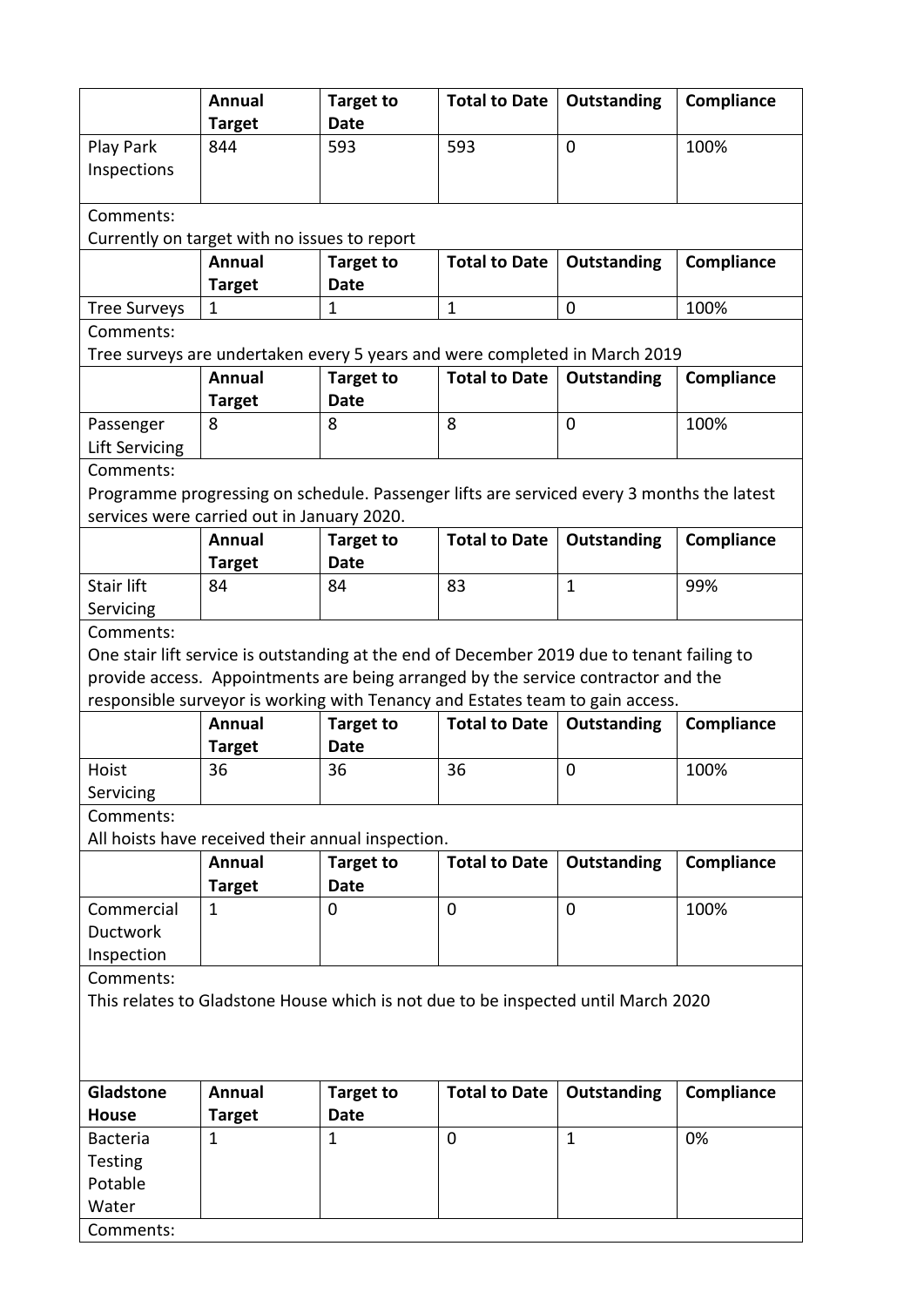| | Annual Target | Target to Date | Total to Date | Outstanding | Compliance |
|---|---|---|---|---|---|
| Play Park Inspections | 844 | 593 | 593 | 0 | 100% |

Comments:
Currently on target with no issues to report

| | Annual Target | Target to Date | Total to Date | Outstanding | Compliance |
|---|---|---|---|---|---|
| Tree Surveys | 1 | 1 | 1 | 0 | 100% |

Comments:
Tree surveys are undertaken every 5 years and were completed in March 2019

| | Annual Target | Target to Date | Total to Date | Outstanding | Compliance |
|---|---|---|---|---|---|
| Passenger Lift Servicing | 8 | 8 | 8 | 0 | 100% |

Comments:
Programme progressing on schedule. Passenger lifts are serviced every 3 months the latest services were carried out in January 2020.

| | Annual Target | Target to Date | Total to Date | Outstanding | Compliance |
|---|---|---|---|---|---|
| Stair lift Servicing | 84 | 84 | 83 | 1 | 99% |

Comments:
One stair lift service is outstanding at the end of December 2019 due to tenant failing to provide access. Appointments are being arranged by the service contractor and the responsible surveyor is working with Tenancy and Estates team to gain access.

| | Annual Target | Target to Date | Total to Date | Outstanding | Compliance |
|---|---|---|---|---|---|
| Hoist Servicing | 36 | 36 | 36 | 0 | 100% |

Comments:
All hoists have received their annual inspection.

| | Annual Target | Target to Date | Total to Date | Outstanding | Compliance |
|---|---|---|---|---|---|
| Commercial Ductwork Inspection | 1 | 0 | 0 | 0 | 100% |

Comments:
This relates to Gladstone House which is not due to be inspected until March 2020

| **Gladstone House** | **Annual Target** | **Target to Date** | **Total to Date** | **Outstanding** | **Compliance** |
|---|---|---|---|---|---|
| Bacteria Testing Potable Water | 1 | 1 | 0 | 1 | 0% |

Comments: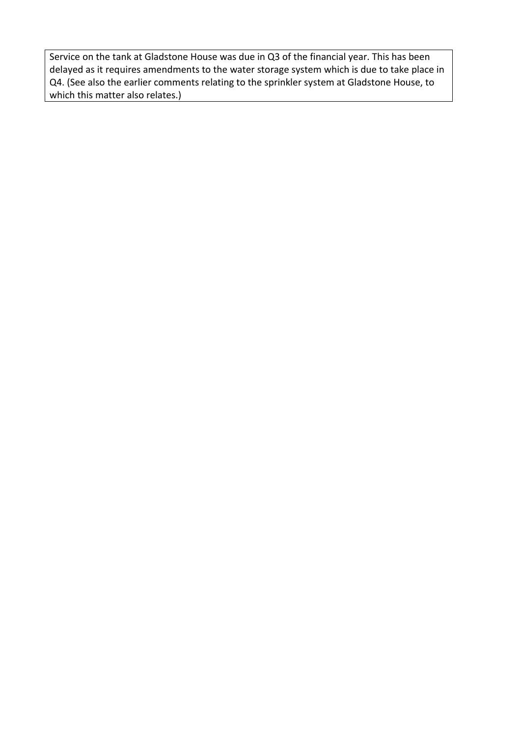Service on the tank at Gladstone House was due in Q3 of the financial year. This has been delayed as it requires amendments to the water storage system which is due to take place in Q4. (See also the earlier comments relating to the sprinkler system at Gladstone House, to which this matter also relates.)